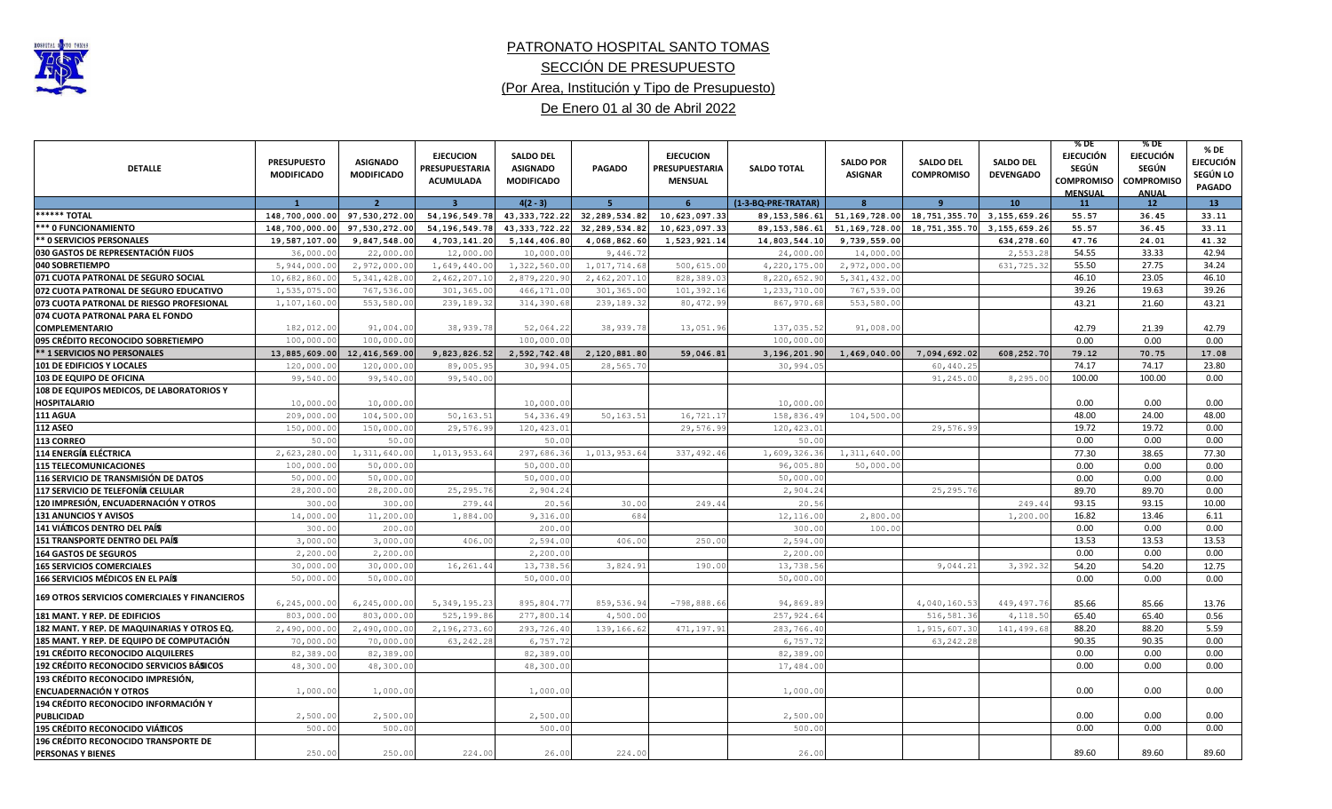# PATRONATO HOSPITAL SANTO TOMAS

## SECCIÓN DE PRESUPUESTO

### (Por Area, Institución y Tipo de Presupuesto)

### De Enero 01 al 30 de Abril 2022

| DETALLE | PRESUPUESTO MODIFICADO | ASIGNADO MODIFICADO | EJECUCION PRESUPUESTARIA ACUMULADA | SALDO DEL ASIGNADO MODIFICADO | PAGADO | EJECUCION PRESUPUESTARIA MENSUAL | SALDO TOTAL | SALDO POR ASIGNAR | SALDO DEL COMPROMISO | SALDO DEL DEVENGADO | % DE EJECUCIÓN SEGÚN COMPROMISO MENSUAL | % DE EJECUCIÓN SEGÚN COMPROMISO ANUAL | % DE EJECUCIÓN SEGÚN LO PAGADO |
|---|---|---|---|---|---|---|---|---|---|---|---|---|---|
| | 1 | 2 | 3 | 4(2 - 3) | 5 | 6 | (1-3-BQ-PRE-TRATAR) | 8 | 9 | 10 | 11 | 12 | 13 |
| ****** TOTAL | 148,700,000.00 | 97,530,272.00 | 54,196,549.78 | 43,333,722.22 | 32,289,534.82 | 10,623,097.33 | 89,153,586.61 | 51,169,728.00 | 18,751,355.70 | 3,155,659.26 | 55.57 | 36.45 | 33.11 |
| *** 0 FUNCIONAMIENTO | 148,700,000.00 | 97,530,272.00 | 54,196,549.78 | 43,333,722.22 | 32,289,534.82 | 10,623,097.33 | 89,153,586.61 | 51,169,728.00 | 18,751,355.70 | 3,155,659.26 | 55.57 | 36.45 | 33.11 |
| ** 0 SERVICIOS PERSONALES | 19,587,107.00 | 9,847,548.00 | 4,703,141.20 | 5,144,406.80 | 4,068,862.60 | 1,523,921.14 | 14,803,544.10 | 9,739,559.00 | | 634,278.60 | 47.76 | 24.01 | 41.32 |
| 030 GASTOS DE REPRESENTACIÓN FIJOS | 36,000.00 | 22,000.00 | 12,000.00 | 10,000.00 | 9,446.72 | | 24,000.00 | 14,000.00 | | 2,553.28 | 54.55 | 33.33 | 42.94 |
| 040 SOBRETIEMPO | 5,944,000.00 | 2,972,000.00 | 1,649,440.00 | 1,322,560.00 | 1,017,714.68 | 500,615.00 | 4,220,175.00 | 2,972,000.00 | | 631,725.32 | 55.50 | 27.75 | 34.24 |
| 071 CUOTA PATRONAL DE SEGURO SOCIAL | 10,682,860.00 | 5,341,428.00 | 2,462,207.10 | 2,879,220.90 | 2,462,207.10 | 828,389.03 | 8,220,652.90 | 5,341,432.00 | | | 46.10 | 23.05 | 46.10 |
| 072 CUOTA PATRONAL DE SEGURO EDUCATIVO | 1,535,075.00 | 767,536.00 | 301,365.00 | 466,171.00 | 301,365.00 | 101,392.16 | 1,233,710.00 | 767,539.00 | | | 39.26 | 19.63 | 39.26 |
| 073 CUOTA PATRONAL DE RIESGO PROFESIONAL | 1,107,160.00 | 553,580.00 | 239,189.32 | 314,390.68 | 239,189.32 | 80,472.99 | 867,970.68 | 553,580.00 | | | 43.21 | 21.60 | 43.21 |
| 074 CUOTA PATRONAL PARA EL FONDO COMPLEMENTARIO | 182,012.00 | 91,004.00 | 38,939.78 | 52,064.22 | 38,939.78 | 13,051.96 | 137,035.52 | 91,008.00 | | | 42.79 | 21.39 | 42.79 |
| 095 CRÉDITO RECONOCIDO SOBRETIEMPO | 100,000.00 | 100,000.00 | | 100,000.00 | | | 100,000.00 | | | | 0.00 | 0.00 | 0.00 |
| ** 1 SERVICIOS NO PERSONALES | 13,885,609.00 | 12,416,569.00 | 9,823,826.52 | 2,592,742.48 | 2,120,881.80 | 59,046.81 | 3,196,201.90 | 1,469,040.00 | 7,094,692.02 | 608,252.70 | 79.12 | 70.75 | 17.08 |
| 101 DE EDIFICIOS Y LOCALES | 120,000.00 | 120,000.00 | 89,005.95 | 30,994.05 | 28,565.70 | | 30,994.05 | | 60,440.25 | | 74.17 | 74.17 | 23.80 |
| 103 DE EQUIPO DE OFICINA | 99,540.00 | 99,540.00 | 99,540.00 | | | | | | 91,245.00 | 8,295.00 | 100.00 | 100.00 | 0.00 |
| 108 DE EQUIPOS MEDICOS, DE LABORATORIOS Y HOSPITALARIO | 10,000.00 | 10,000.00 | | 10,000.00 | | | 10,000.00 | | | | 0.00 | 0.00 | 0.00 |
| 111 AGUA | 209,000.00 | 104,500.00 | 50,163.51 | 54,336.49 | 50,163.51 | 16,721.17 | 158,836.49 | 104,500.00 | | | 48.00 | 24.00 | 48.00 |
| 112 ASEO | 150,000.00 | 150,000.00 | 29,576.99 | 120,423.01 | | 29,576.99 | 120,423.01 | | 29,576.99 | | 19.72 | 19.72 | 0.00 |
| 113 CORREO | 50.00 | 50.00 | | 50.00 | | | 50.00 | | | | 0.00 | 0.00 | 0.00 |
| 114 ENERGÍA ELÉCTRICA | 2,623,280.00 | 1,311,640.00 | 1,013,953.64 | 297,686.36 | 1,013,953.64 | 337,492.46 | 1,609,326.36 | 1,311,640.00 | | | 77.30 | 38.65 | 77.30 |
| 115 TELECOMUNICACIONES | 100,000.00 | 50,000.00 | | 50,000.00 | | | 96,005.80 | 50,000.00 | | | 0.00 | 0.00 | 0.00 |
| 116 SERVICIO DE TRANSMISIÓN DE DATOS | 50,000.00 | 50,000.00 | | 50,000.00 | | | 50,000.00 | | | | 0.00 | 0.00 | 0.00 |
| 117 SERVICIO DE TELEFONÍA CELULAR | 28,200.00 | 28,200.00 | 25,295.76 | 2,904.24 | | | 2,904.24 | | 25,295.76 | | 89.70 | 89.70 | 0.00 |
| 120 IMPRESIÓN, ENCUADERNACIÓN Y OTROS | 300.00 | 300.00 | 279.44 | 20.56 | 30.00 | 249.44 | 20.56 | | | 249.44 | 93.15 | 93.15 | 10.00 |
| 131 ANUNCIOS Y AVISOS | 14,000.00 | 11,200.00 | 1,884.00 | 9,316.00 | 684 | | 12,116.00 | 2,800.00 | | 1,200.00 | 16.82 | 13.46 | 6.11 |
| 141 VIÁTICOS DENTRO DEL PAÍS | 300.00 | 200.00 | | 200.00 | | | 300.00 | 100.00 | | | 0.00 | 0.00 | 0.00 |
| 151 TRANSPORTE DENTRO DEL PAÍS | 3,000.00 | 3,000.00 | 406.00 | 2,594.00 | 406.00 | 250.00 | 2,594.00 | | | | 13.53 | 13.53 | 13.53 |
| 164 GASTOS DE SEGUROS | 2,200.00 | 2,200.00 | | 2,200.00 | | | 2,200.00 | | | | 0.00 | 0.00 | 0.00 |
| 165 SERVICIOS COMERCIALES | 30,000.00 | 30,000.00 | 16,261.44 | 13,738.56 | 3,824.91 | 190.00 | 13,738.56 | | 9,044.21 | 3,392.32 | 54.20 | 54.20 | 12.75 |
| 166 SERVICIOS MÉDICOS EN EL PAÍS | 50,000.00 | 50,000.00 | | 50,000.00 | | | 50,000.00 | | | | 0.00 | 0.00 | 0.00 |
| 169 OTROS SERVICIOS COMERCIALES Y FINANCIEROS | 6,245,000.00 | 6,245,000.00 | 5,349,195.23 | 895,804.77 | 859,536.94 | -798,888.66 | 94,869.89 | | 4,040,160.53 | 449,497.76 | 85.66 | 85.66 | 13.76 |
| 181 MANT. Y REP. DE EDIFICIOS | 803,000.00 | 803,000.00 | 525,199.86 | 277,800.14 | 4,500.00 | | 257,924.64 | | 516,581.36 | 4,118.50 | 65.40 | 65.40 | 0.56 |
| 182 MANT. Y REP. DE MAQUINARIAS Y OTROS EQ. | 2,490,000.00 | 2,490,000.00 | 2,196,273.60 | 293,726.40 | 139,166.62 | 471,197.91 | 283,766.40 | | 1,915,607.30 | 141,499.68 | 88.20 | 88.20 | 5.59 |
| 185 MANT. Y REP. DE EQUIPO DE COMPUTACIÓN | 70,000.00 | 70,000.00 | 63,242.28 | 6,757.72 | | | 6,757.72 | | 63,242.28 | | 90.35 | 90.35 | 0.00 |
| 191 CRÉDITO RECONOCIDO ALQUILERES | 82,389.00 | 82,389.00 | | 82,389.00 | | | 82,389.00 | | | | 0.00 | 0.00 | 0.00 |
| 192 CRÉDITO RECONOCIDO SERVICIOS BÁSICOS | 48,300.00 | 48,300.00 | | 48,300.00 | | | 17,484.00 | | | | 0.00 | 0.00 | 0.00 |
| 193 CRÉDITO RECONOCIDO IMPRESIÓN, ENCUADERNACIÓN Y OTROS | 1,000.00 | 1,000.00 | | 1,000.00 | | | 1,000.00 | | | | 0.00 | 0.00 | 0.00 |
| 194 CRÉDITO RECONOCIDO INFORMACIÓN Y PUBLICIDAD | 2,500.00 | 2,500.00 | | 2,500.00 | | | 2,500.00 | | | | 0.00 | 0.00 | 0.00 |
| 195 CRÉDITO RECONOCIDO VIÁTICOS | 500.00 | 500.00 | | 500.00 | | | 500.00 | | | | 0.00 | 0.00 | 0.00 |
| 196 CRÉDITO RECONOCIDO TRANSPORTE DE PERSONAS Y BIENES | 250.00 | 250.00 | 224.00 | 26.00 | 224.00 | | 26.00 | | | | 89.60 | 89.60 | 89.60 |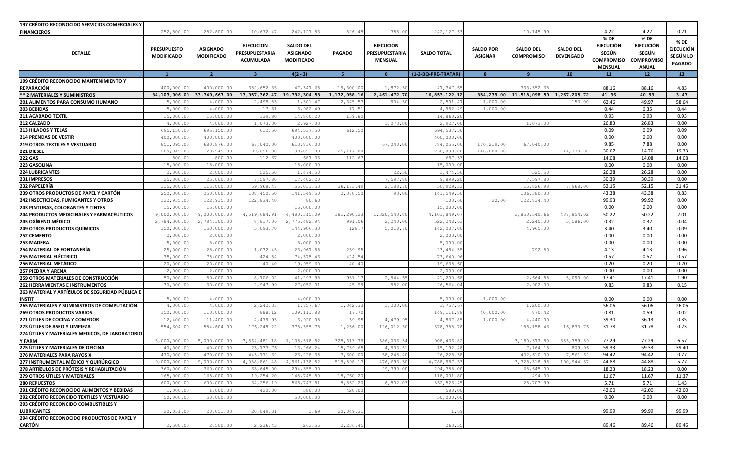| DETALLE | PRESUPUESTO MODIFICADO | ASIGNADO MODIFICADO | EJECUCION PRESUPUESTARIA ACUMULADA | SALDO DEL ASIGNADO MODIFICADO | PAGADO | EJECUCION PRESUPUESTARIA MENSUAL | SALDO TOTAL | SALDO POR ASIGNAR | SALDO DEL COMPROMISO | SALDO DEL DEVENGADO | % DE EJECUCIÓN SEGÚN COMPROMISO MENSUAL | % DE EJECUCIÓN SEGÚN COMPROMISO ANUAL | % DE EJECUCIÓN SEGÚN LO PAGADO |
|---|---|---|---|---|---|---|---|---|---|---|---|---|---|
| | 1 | 2 | 3 | 4(2 - 3) | 5 | 6 | (1-3-BQ-PRE-TRATAR) | 8 | 9 | 10 | 11 | 12 | 13 |
| 197 CRÉDITO RECONOCIDO SERVICIOS COMERCIALES Y FINANCIEROS | 252,800.00 | 252,800.00 | 10,672.47 | 242,127.53 | 526.48 | 385.00 | 242,127.53 | | 10,145.99 | | 4.22 | 4.22 | 0.21 |
| 199 CRÉDITO RECONOCIDO MANTENIMIENTO Y REPARACIÓN | 400,000.00 | 400,000.00 | 352,652.35 | 47,347.65 | 19,300.00 | 1,872.50 | 47,347.65 | | 333,352.35 | | 88.16 | 88.16 | 4.83 |
| ** 2 MATERIALES Y SUMINISTROS | 34,103,906.00 | 33,749,667.00 | 13,957,362.47 | 19,792,304.53 | 1,172,058.16 | 2,461,472.70 | 16,853,122.12 | 354,239.00 | 11,518,098.59 | 1,267,205.72 | 41.36 | 40.93 | 3.47 |
| 201 ALIMENTOS PARA CONSUMO HUMANO | 5,000.00 | 4,000.00 | 2,498.53 | 1,501.47 | 2,345.53 | 904.50 | 2,501.47 | 1,000.00 | | 153.00 | 62.46 | 49.97 | 58.64 |
| 203 BEBIDAS | 5,000.00 | 4,000.00 | 17.51 | 3,982.49 | 17.51 | | 4,982.49 | 1,000.00 | | | 0.44 | 0.35 | 0.44 |
| 211 ACABADO TEXTIL | 15,000.00 | 15,000.00 | 139.80 | 14,860.20 | 139.80 | | 14,860.20 | | | | 0.93 | 0.93 | 0.93 |
| 212 CALZADO | 4,000.00 | 4,000.00 | 1,073.00 | 2,927.00 | | 1,073.00 | 2,927.00 | | 1,073.00 | | 26.83 | 26.83 | 0.00 |
| 213 HILADOS Y TELAS | 695,150.00 | 695,150.00 | 612.50 | 694,537.50 | 612.50 | | 694,537.50 | | | | 0.09 | 0.09 | 0.09 |
| 214 PRENDAS DE VESTIR | 400,000.00 | 400,000.00 | | 400,000.00 | | | 400,000.00 | | | | 0.00 | 0.00 | 0.00 |
| 219 OTROS TEXTILES Y VESTUARIO | 851,095.00 | 680,876.00 | 67,040.00 | 613,836.00 | | 67,040.00 | 784,055.00 | 170,219.00 | 67,040.00 | | 9.85 | 7.88 | 0.00 |
| 221 DIESEL | 269,949.00 | 129,949.00 | 39,856.00 | 90,093.00 | 25,117.00 | | 230,093.00 | 140,000.00 | | 14,739.00 | 30.67 | 14.76 | 19.33 |
| 222 GAS | 800.00 | 800.00 | 112.67 | 687.33 | 112.67 | | 687.33 | | | | 14.08 | 14.08 | 14.08 |
| 223 GASOLINA | 15,000.00 | 15,000.00 | | 15,000.00 | | | 15,000.00 | | | | 0.00 | 0.00 | 0.00 |
| 224 LUBRICANTES | 2,000.00 | 2,000.00 | 525.50 | 1,474.50 | | 22.50 | 1,474.50 | | 525.50 | | 26.28 | 26.28 | 0.00 |
| 231 IMPRESOS | 25,000.00 | 25,000.00 | 7,597.80 | 17,402.20 | | 7,597.80 | 9,899.20 | | 7,597.80 | | 30.39 | 30.39 | 0.00 |
| 232 PAPELERÍA | 115,000.00 | 115,000.00 | 59,968.47 | 55,031.53 | 36,173.49 | 2,188.70 | 50,929.33 | | 15,826.98 | 7,968.00 | 52.15 | 52.15 | 31.46 |
| 239 OTROS PRODUCTOS DE PAPEL Y CARTÓN | 250,000.00 | 250,000.00 | 108,450.50 | 141,549.50 | 2,070.50 | 93.00 | 141,549.50 | | 106,380.00 | | 43.38 | 43.38 | 0.83 |
| 242 INSECTICIDAS, FUMIGANTES Y OTROS | 122,935.00 | 122,915.00 | 122,834.40 | 80.60 | | | 100.60 | 20.00 | 122,834.40 | | 99.93 | 99.92 | 0.00 |
| 243 PINTURAS, COLORANTES Y TINTES | 15,000.00 | 15,000.00 | | 15,000.00 | | | 15,000.00 | | | | 0.00 | 0.00 | 0.00 |
| 244 PRODUCTOS MEDICINALES Y FARMACÉUTICOS | 9,000,000.00 | 9,000,000.00 | 4,519,684.91 | 4,480,315.09 | 181,290.23 | 1,320,540.80 | 4,101,849.07 | | 3,850,540.66 | 487,854.02 | 50.22 | 50.22 | 2.01 |
| 245 OXÍGENO MÉDICO | 2,784,300.00 | 2,784,300.00 | 8,817.06 | 2,775,482.94 | 991.06 | 2,240.00 | 522,248.63 | | 2,240.00 | 5,586.00 | 0.32 | 0.32 | 0.04 |
| 249 OTROS PRODUCTOS QUÍMICOS | 150,000.00 | 150,000.00 | 5,093.70 | 144,906.30 | 128.7 | 5,018.70 | 142,007.00 | | 4,965.00 | | 3.40 | 3.40 | 0.09 |
| 252 CEMENTO | 2,000.00 | 2,000.00 | | 2,000.00 | | | 2,000.00 | | | | 0.00 | 0.00 | 0.00 |
| 253 MADERA | 5,000.00 | 5,000.00 | | 5,000.00 | | | 5,000.00 | | | | 0.00 | 0.00 | 0.00 |
| 254 MATERIAL DE FONTANERÍA | 25,000.00 | 25,000.00 | 1,032.45 | 23,967.55 | 239.95 | | 23,484.55 | | 792.50 | | 4.13 | 4.13 | 0.96 |
| 255 MATERIAL ELÉCTRICO | 75,000.00 | 75,000.00 | 424.54 | 74,575.46 | 424.54 | | 73,640.96 | | | | 0.57 | 0.57 | 0.57 |
| 256 MATERIAL METÁLICO | 20,000.00 | 20,000.00 | 40.40 | 19,959.60 | 40.40 | | 19,635.60 | | | | 0.20 | 0.20 | 0.20 |
| 257 PIEDRA Y ARENA | 2,000.00 | 2,000.00 | | 2,000.00 | | | 2,000.00 | | | | 0.00 | 0.00 | 0.00 |
| 259 OTROS MATERIALES DE CONSTRUCCIÓN | 50,000.00 | 50,000.00 | 8,706.02 | 41,293.98 | 951.17 | 2,944.65 | 41,200.68 | | 2,664.85 | 5,090.00 | 17.41 | 17.41 | 1.90 |
| 262 HERRAMIENTAS E INSTRUMENTOS | 30,000.00 | 30,000.00 | 2,947.99 | 27,052.01 | 45.99 | 982.00 | 26,564.04 | | 2,902.00 | | 9.83 | 9.83 | 0.15 |
| 263 MATERIAL Y ARTÍCULOS DE SEGURIDAD PÚBLICA E INSTIT | 5,000.00 | 4,000.00 | | 4,000.00 | | | 5,000.00 | 1,000.00 | | | 0.00 | 0.00 | 0.00 |
| 265 MATERIALES Y SUMINISTROS DE COMPUTACIÓN | 4,000.00 | 4,000.00 | 2,242.33 | 1,757.67 | 1,042.33 | 1,200.00 | 1,757.67 | | 1,200.00 | | 56.06 | 56.06 | 26.06 |
| 269 OTROS PRODUCTOS VARIOS | 150,000.00 | 110,000.00 | 888.12 | 109,111.88 | 17.70 | | 149,111.88 | 40,000.00 | 870.42 | | 0.81 | 0.59 | 0.02 |
| 271 ÚTILES DE COCINA Y COMEDOR | 12,400.00 | 11,400.00 | 4,479.95 | 6,920.05 | 39.95 | 4,479.95 | 4,837.85 | 1,000.00 | 4,440.00 | | 39.30 | 36.13 | 0.35 |
| 273 ÚTILES DE ASEO Y LIMPIEZA | 554,604.00 | 554,604.00 | 176,248.22 | 378,355.78 | 1,256.00 | 126,012.50 | 378,355.78 | | 158,158.46 | 16,833.76 | 31.78 | 31.78 | 0.23 |
| 274 ÚTILES Y MATERIALES MEDICOS, DE LABORATORIO Y FARM | 5,000,000.00 | 5,000,000.00 | 3,864,481.18 | 1,135,518.82 | 328,313.79 | 386,036.54 | 908,436.82 | | 3,180,377.80 | 355,789.59 | 77.29 | 77.29 | 6.57 |
| 275 ÚTILES Y MATERIALES DE OFICINA | 40,000.00 | 40,000.00 | 23,733.76 | 16,266.24 | 15,759.65 | 4,903.51 | 15,192.48 | | 7,164.15 | 809.96 | 59.33 | 59.33 | 39.40 |
| 276 MATERIALES PARA RAYOS X | 470,000.00 | 470,000.00 | 443,771.62 | 26,228.38 | 3,600.00 | 58,248.40 | 26,228.38 | | 432,610.00 | 7,561.62 | 94.42 | 94.42 | 0.77 |
| 277 INSTRUMENTAL MÉDICO Y QUIRÚRGICO | 9,000,000.00 | 9,000,000.00 | 4,038,861.48 | 4,961,138.52 | 519,598.13 | 476,693.30 | 4,788,987.53 | | 3,328,318.98 | 190,944.37 | 44.88 | 44.88 | 5.77 |
| 278 ARTÍCULOS DE PRÓTESIS Y REHABILITACIÓN | 360,000.00 | 360,000.00 | 65,645.00 | 294,355.00 | | 29,390.00 | 294,355.00 | | 65,645.00 | | 18.23 | 18.23 | 0.00 |
| 279 OTROS ÚTILES Y MATERIALES | 165,000.00 | 165,000.00 | 19,254.20 | 145,745.80 | 18,760.20 | | 118,001.80 | | 494.00 | | 11.67 | 11.67 | 11.37 |
| 280 REPUESTOS | 600,000.00 | 600,000.00 | 34,256.19 | 565,743.81 | 8,552.20 | 6,802.03 | 562,526.45 | | 25,703.99 | | 5.71 | 5.71 | 1.43 |
| 291 CRÉDITO RECONOCIDO ALIMENTOS Y BEBIDAS | 1,000.00 | 1,000.00 | 420.00 | 580.00 | 420.00 | | 580.00 | | | | 42.00 | 42.00 | 42.00 |
| 292 CRÉDITO RECONOCIDO TEXTILES Y VESTUARIO | 50,000.00 | 50,000.00 | | 50,000.00 | | | 50,000.00 | | | | 0.00 | 0.00 | 0.00 |
| 293 CRÉDITO RECONCIDO COMBUSTIBLES Y LUBRICANTES | 20,051.00 | 20,051.00 | 20,049.31 | 1.69 | 20,049.31 | | 1.69 | | | | 99.99 | 99.99 | 99.99 |
| 294 CRÉDITO RECONOCIDO PRODUCTOS DE PAPEL Y CARTÓN | 2,500.00 | 2,500.00 | 2,236.45 | 263.55 | 2,236.45 | | 263.55 | | | | 89.46 | 89.46 | 89.46 |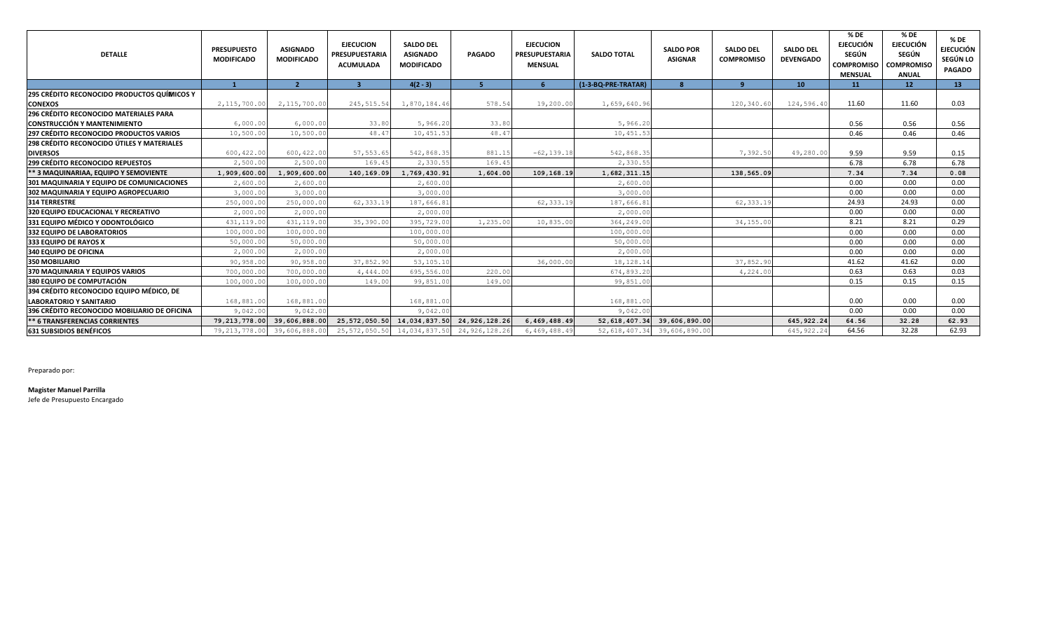| DETALLE | PRESUPUESTO MODIFICADO | ASIGNADO MODIFICADO | EJECUCION PRESUPUESTARIA ACUMULADA | SALDO DEL ASIGNADO MODIFICADO | PAGADO | EJECUCION PRESUPUESTARIA MENSUAL | SALDO TOTAL | SALDO POR ASIGNAR | SALDO DEL COMPROMISO | SALDO DEL DEVENGADO | % DE EJECUCIÓN SEGÚN COMPROMISO MENSUAL | % DE EJECUCIÓN SEGÚN COMPROMISO ANUAL | % DE EJECUCIÓN SEGÚN LO PAGADO |
|---|---|---|---|---|---|---|---|---|---|---|---|---|---|
| | 1 | 2 | 3 | 4(2 - 3) | 5 | 6 | (1-3-BQ-PRE-TRATAR) | 8 | 9 | 10 | 11 | 12 | 13 |
| 295 CRÉDITO RECONOCIDO PRODUCTOS QUÍMICOS Y CONEXOS | 2,115,700.00 | 2,115,700.00 | 245,515.54 | 1,870,184.46 | 578.54 | 19,200.00 | 1,659,640.96 | | 120,340.60 | 124,596.40 | 11.60 | 11.60 | 0.03 |
| 296 CRÉDITO RECONOCIDO MATERIALES PARA CONSTRUCCIÓN Y MANTENIMIENTO | 6,000.00 | 6,000.00 | 33.80 | 5,966.20 | 33.80 | | 5,966.20 | | | | 0.56 | 0.56 | 0.56 |
| 297 CRÉDITO RECONOCIDO PRODUCTOS VARIOS | 10,500.00 | 10,500.00 | 48.47 | 10,451.53 | 48.47 | | 10,451.53 | | | | 0.46 | 0.46 | 0.46 |
| 298 CRÉDITO RECONOCIDO ÚTILES Y MATERIALES DIVERSOS | 600,422.00 | 600,422.00 | 57,553.65 | 542,868.35 | 881.15 | -62,139.18 | 542,868.35 | | 7,392.50 | 49,280.00 | 9.59 | 9.59 | 0.15 |
| 299 CRÉDITO RECONOCIDO REPUESTOS | 2,500.00 | 2,500.00 | 169.45 | 2,330.55 | 169.45 | | 2,330.55 | | | | 6.78 | 6.78 | 6.78 |
| ** 3 MAQUINARIAA, EQUIPO Y SEMOVIENTE | 1,909,600.00 | 1,909,600.00 | 140,169.09 | 1,769,430.91 | 1,604.00 | 109,168.19 | 1,682,311.15 | | 138,565.09 | | 7.34 | 7.34 | 0.08 |
| 301 MAQUINARIA Y EQUIPO DE COMUNICACIONES | 2,600.00 | 2,600.00 | | 2,600.00 | | | 2,600.00 | | | | 0.00 | 0.00 | 0.00 |
| 302 MAQUINARIA Y EQUIPO AGROPECUARIO | 3,000.00 | 3,000.00 | | 3,000.00 | | | 3,000.00 | | | | 0.00 | 0.00 | 0.00 |
| 314 TERRESTRE | 250,000.00 | 250,000.00 | 62,333.19 | 187,666.81 | | 62,333.19 | 187,666.81 | | 62,333.19 | | 24.93 | 24.93 | 0.00 |
| 320 EQUIPO EDUCACIONAL Y RECREATIVO | 2,000.00 | 2,000.00 | | 2,000.00 | | | 2,000.00 | | | | 0.00 | 0.00 | 0.00 |
| 331 EQUIPO MÉDICO Y ODONTOLÓGICO | 431,119.00 | 431,119.00 | 35,390.00 | 395,729.00 | 1,235.00 | 10,835.00 | 364,249.00 | | 34,155.00 | | 8.21 | 8.21 | 0.29 |
| 332 EQUIPO DE LABORATORIOS | 100,000.00 | 100,000.00 | | 100,000.00 | | | 100,000.00 | | | | 0.00 | 0.00 | 0.00 |
| 333 EQUIPO DE RAYOS X | 50,000.00 | 50,000.00 | | 50,000.00 | | | 50,000.00 | | | | 0.00 | 0.00 | 0.00 |
| 340 EQUIPO DE OFICINA | 2,000.00 | 2,000.00 | | 2,000.00 | | | 2,000.00 | | | | 0.00 | 0.00 | 0.00 |
| 350 MOBILIARIO | 90,958.00 | 90,958.00 | 37,852.90 | 53,105.10 | | 36,000.00 | 18,128.14 | | 37,852.90 | | 41.62 | 41.62 | 0.00 |
| 370 MAQUINARIA Y EQUIPOS VARIOS | 700,000.00 | 700,000.00 | 4,444.00 | 695,556.00 | 220.00 | | 674,893.20 | | 4,224.00 | | 0.63 | 0.63 | 0.03 |
| 380 EQUIPO DE COMPUTACIÓN | 100,000.00 | 100,000.00 | 149.00 | 99,851.00 | 149.00 | | 99,851.00 | | | | 0.15 | 0.15 | 0.15 |
| 394 CRÉDITO RECONOCIDO EQUIPO MÉDICO, DE LABORATORIO Y SANITARIO | 168,881.00 | 168,881.00 | | 168,881.00 | | | 168,881.00 | | | | 0.00 | 0.00 | 0.00 |
| 396 CRÉDITO RECONOCIDO MOBILIARIO DE OFICINA | 9,042.00 | 9,042.00 | | 9,042.00 | | | 9,042.00 | | | | 0.00 | 0.00 | 0.00 |
| ** 6 TRANSFERENCIAS CORRIENTES | 79,213,778.00 | 39,606,888.00 | 25,572,050.50 | 14,034,837.50 | 24,926,128.26 | 6,469,488.49 | 52,618,407.34 | 39,606,890.00 | | 645,922.24 | 64.56 | 32.28 | 62.93 |
| 631 SUBSIDIOS BENÉFICOS | 79,213,778.00 | 39,606,888.00 | 25,572,050.50 | 14,034,837.50 | 24,926,128.26 | 6,469,488.49 | 52,618,407.34 | 39,606,890.00 | | 645,922.24 | 64.56 | 32.28 | 62.93 |

Preparado por:

**Magister Manuel Parrilla**
Jefe de Presupuesto Encargado